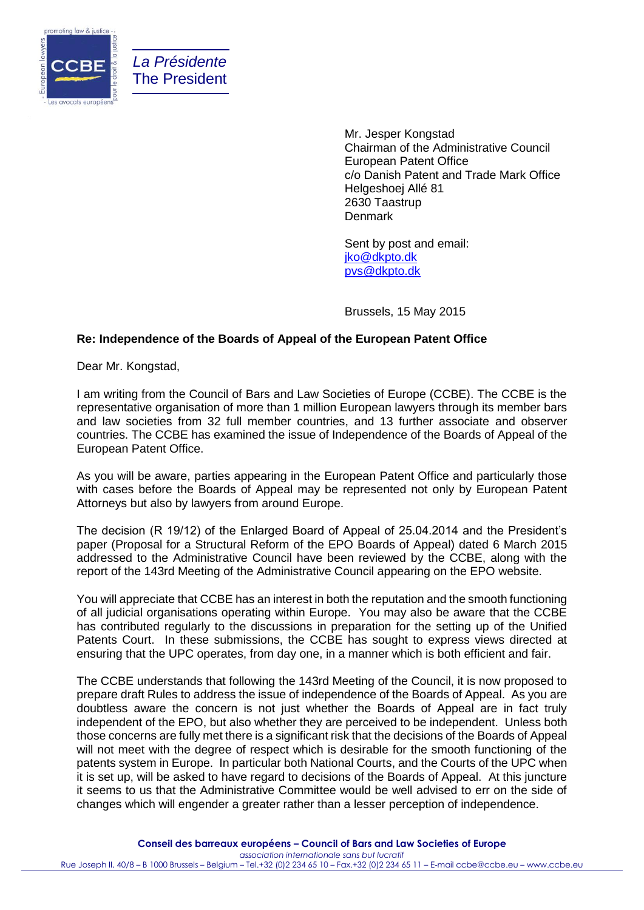*La Présidente*
The President

Mr. Jesper Kongstad
Chairman of the Administrative Council
European Patent Office
c/o Danish Patent and Trade Mark Office
Helgeshoej Allé 81
2630 Taastrup
Denmark

Sent by post and email:
jko@dkpto.dk
pvs@dkpto.dk

Brussels, 15 May 2015

**Re: Independence of the Boards of Appeal of the European Patent Office**

Dear Mr. Kongstad,

I am writing from the Council of Bars and Law Societies of Europe (CCBE). The CCBE is the representative organisation of more than 1 million European lawyers through its member bars and law societies from 32 full member countries, and 13 further associate and observer countries. The CCBE has examined the issue of Independence of the Boards of Appeal of the European Patent Office.

As you will be aware, parties appearing in the European Patent Office and particularly those with cases before the Boards of Appeal may be represented not only by European Patent Attorneys but also by lawyers from around Europe.

The decision (R 19/12) of the Enlarged Board of Appeal of 25.04.2014 and the President's paper (Proposal for a Structural Reform of the EPO Boards of Appeal) dated 6 March 2015 addressed to the Administrative Council have been reviewed by the CCBE, along with the report of the 143rd Meeting of the Administrative Council appearing on the EPO website.

You will appreciate that CCBE has an interest in both the reputation and the smooth functioning of all judicial organisations operating within Europe. You may also be aware that the CCBE has contributed regularly to the discussions in preparation for the setting up of the Unified Patents Court. In these submissions, the CCBE has sought to express views directed at ensuring that the UPC operates, from day one, in a manner which is both efficient and fair.

The CCBE understands that following the 143rd Meeting of the Council, it is now proposed to prepare draft Rules to address the issue of independence of the Boards of Appeal. As you are doubtless aware the concern is not just whether the Boards of Appeal are in fact truly independent of the EPO, but also whether they are perceived to be independent. Unless both those concerns are fully met there is a significant risk that the decisions of the Boards of Appeal will not meet with the degree of respect which is desirable for the smooth functioning of the patents system in Europe. In particular both National Courts, and the Courts of the UPC when it is set up, will be asked to have regard to decisions of the Boards of Appeal. At this juncture it seems to us that the Administrative Committee would be well advised to err on the side of changes which will engender a greater rather than a lesser perception of independence.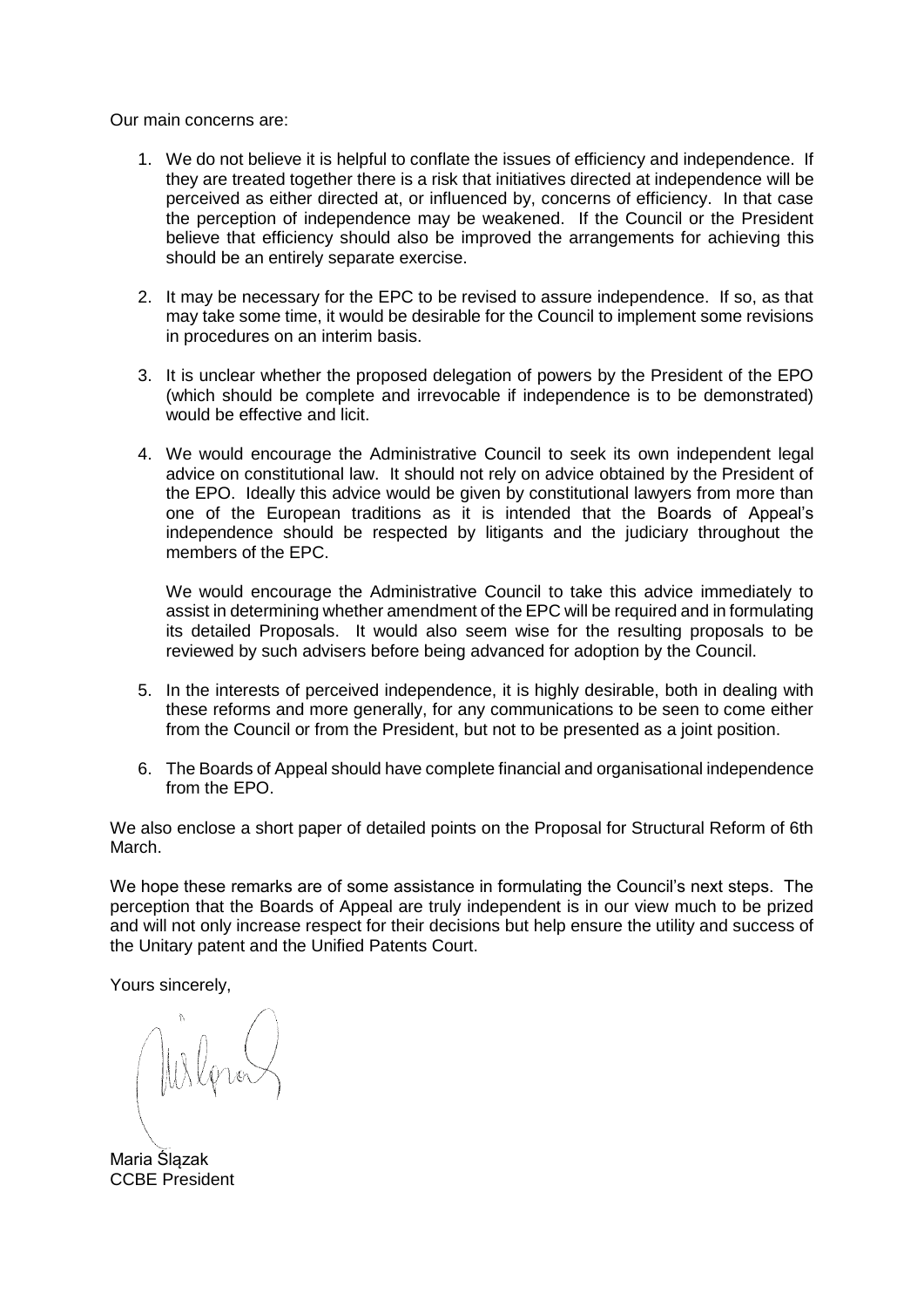Our main concerns are:

1. We do not believe it is helpful to conflate the issues of efficiency and independence. If they are treated together there is a risk that initiatives directed at independence will be perceived as either directed at, or influenced by, concerns of efficiency. In that case the perception of independence may be weakened. If the Council or the President believe that efficiency should also be improved the arrangements for achieving this should be an entirely separate exercise.

2. It may be necessary for the EPC to be revised to assure independence. If so, as that may take some time, it would be desirable for the Council to implement some revisions in procedures on an interim basis.

3. It is unclear whether the proposed delegation of powers by the President of the EPO (which should be complete and irrevocable if independence is to be demonstrated) would be effective and licit.

4. We would encourage the Administrative Council to seek its own independent legal advice on constitutional law. It should not rely on advice obtained by the President of the EPO. Ideally this advice would be given by constitutional lawyers from more than one of the European traditions as it is intended that the Boards of Appeal's independence should be respected by litigants and the judiciary throughout the members of the EPC.

   We would encourage the Administrative Council to take this advice immediately to assist in determining whether amendment of the EPC will be required and in formulating its detailed Proposals. It would also seem wise for the resulting proposals to be reviewed by such advisers before being advanced for adoption by the Council.

5. In the interests of perceived independence, it is highly desirable, both in dealing with these reforms and more generally, for any communications to be seen to come either from the Council or from the President, but not to be presented as a joint position.

6. The Boards of Appeal should have complete financial and organisational independence from the EPO.

We also enclose a short paper of detailed points on the Proposal for Structural Reform of 6th March.

We hope these remarks are of some assistance in formulating the Council's next steps. The perception that the Boards of Appeal are truly independent is in our view much to be prized and will not only increase respect for their decisions but help ensure the utility and success of the Unitary patent and the Unified Patents Court.

Yours sincerely,

Maria Ślązak
CCBE President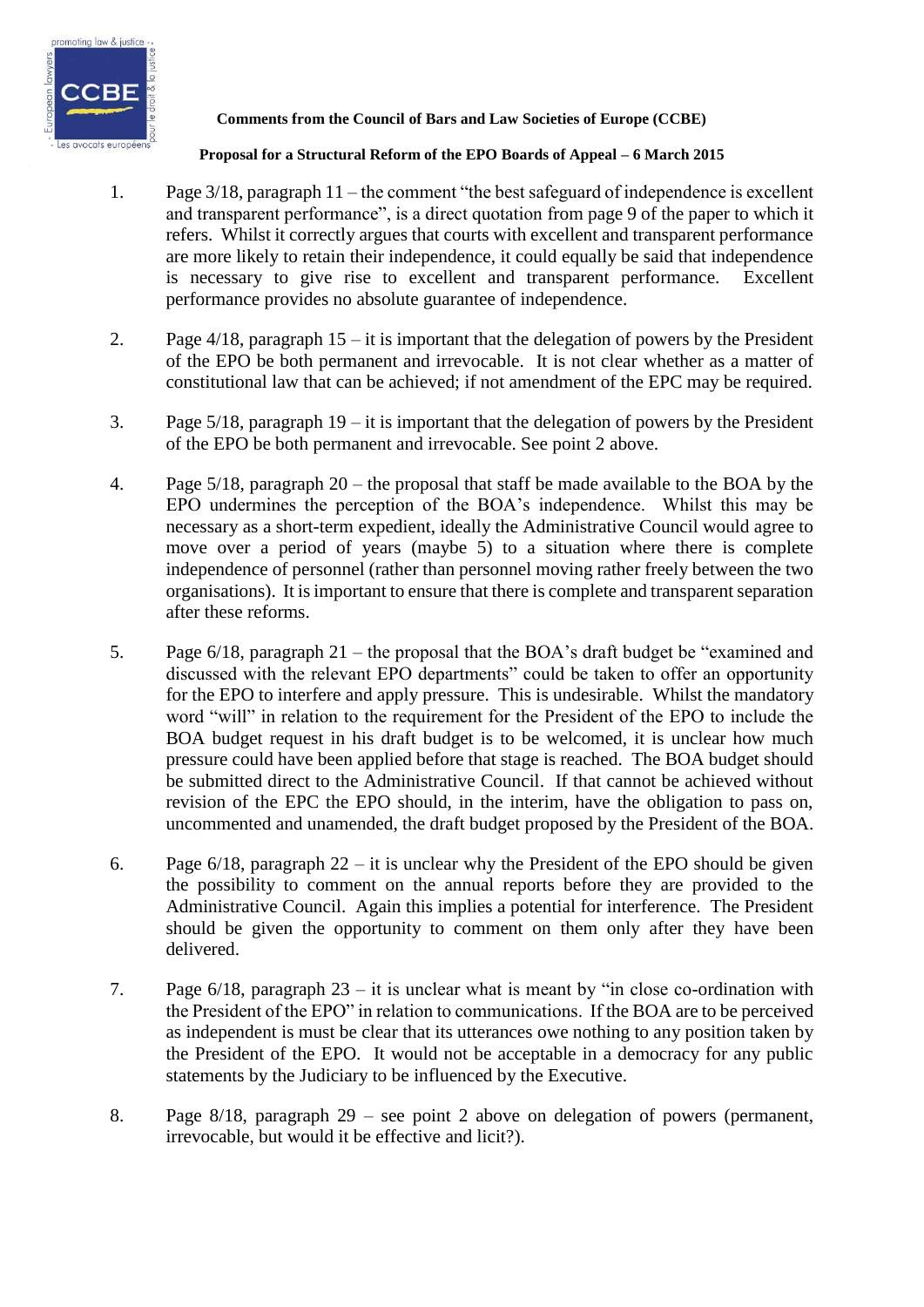**Comments from the Council of Bars and Law Societies of Europe (CCBE)**

**Proposal for a Structural Reform of the EPO Boards of Appeal – 6 March 2015**

1. Page 3/18, paragraph 11 – the comment "the best safeguard of independence is excellent and transparent performance", is a direct quotation from page 9 of the paper to which it refers. Whilst it correctly argues that courts with excellent and transparent performance are more likely to retain their independence, it could equally be said that independence is necessary to give rise to excellent and transparent performance. Excellent performance provides no absolute guarantee of independence.

2. Page 4/18, paragraph 15 – it is important that the delegation of powers by the President of the EPO be both permanent and irrevocable. It is not clear whether as a matter of constitutional law that can be achieved; if not amendment of the EPC may be required.

3. Page 5/18, paragraph 19 – it is important that the delegation of powers by the President of the EPO be both permanent and irrevocable. See point 2 above.

4. Page 5/18, paragraph 20 – the proposal that staff be made available to the BOA by the EPO undermines the perception of the BOA's independence. Whilst this may be necessary as a short-term expedient, ideally the Administrative Council would agree to move over a period of years (maybe 5) to a situation where there is complete independence of personnel (rather than personnel moving rather freely between the two organisations). It is important to ensure that there is complete and transparent separation after these reforms.

5. Page 6/18, paragraph 21 – the proposal that the BOA's draft budget be "examined and discussed with the relevant EPO departments" could be taken to offer an opportunity for the EPO to interfere and apply pressure. This is undesirable. Whilst the mandatory word "will" in relation to the requirement for the President of the EPO to include the BOA budget request in his draft budget is to be welcomed, it is unclear how much pressure could have been applied before that stage is reached. The BOA budget should be submitted direct to the Administrative Council. If that cannot be achieved without revision of the EPC the EPO should, in the interim, have the obligation to pass on, uncommented and unamended, the draft budget proposed by the President of the BOA.

6. Page 6/18, paragraph 22 – it is unclear why the President of the EPO should be given the possibility to comment on the annual reports before they are provided to the Administrative Council. Again this implies a potential for interference. The President should be given the opportunity to comment on them only after they have been delivered.

7. Page 6/18, paragraph 23 – it is unclear what is meant by "in close co-ordination with the President of the EPO" in relation to communications. If the BOA are to be perceived as independent is must be clear that its utterances owe nothing to any position taken by the President of the EPO. It would not be acceptable in a democracy for any public statements by the Judiciary to be influenced by the Executive.

8. Page 8/18, paragraph 29 – see point 2 above on delegation of powers (permanent, irrevocable, but would it be effective and licit?).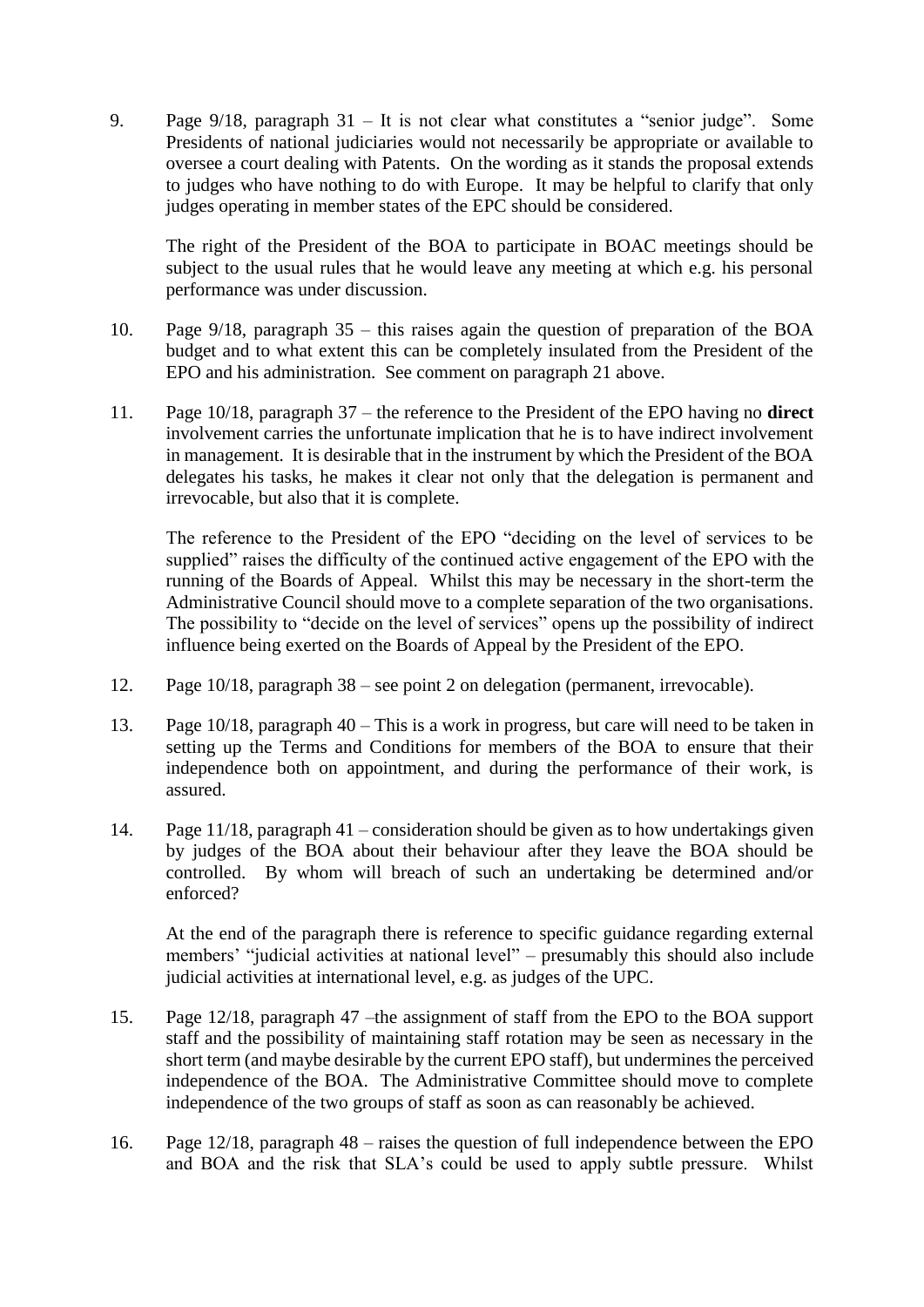9. Page 9/18, paragraph 31 – It is not clear what constitutes a "senior judge". Some Presidents of national judiciaries would not necessarily be appropriate or available to oversee a court dealing with Patents. On the wording as it stands the proposal extends to judges who have nothing to do with Europe. It may be helpful to clarify that only judges operating in member states of the EPC should be considered.

   The right of the President of the BOA to participate in BOAC meetings should be subject to the usual rules that he would leave any meeting at which e.g. his personal performance was under discussion.

10. Page 9/18, paragraph 35 – this raises again the question of preparation of the BOA budget and to what extent this can be completely insulated from the President of the EPO and his administration. See comment on paragraph 21 above.

11. Page 10/18, paragraph 37 – the reference to the President of the EPO having no **direct** involvement carries the unfortunate implication that he is to have indirect involvement in management. It is desirable that in the instrument by which the President of the BOA delegates his tasks, he makes it clear not only that the delegation is permanent and irrevocable, but also that it is complete.

    The reference to the President of the EPO "deciding on the level of services to be supplied" raises the difficulty of the continued active engagement of the EPO with the running of the Boards of Appeal. Whilst this may be necessary in the short-term the Administrative Council should move to a complete separation of the two organisations. The possibility to "decide on the level of services" opens up the possibility of indirect influence being exerted on the Boards of Appeal by the President of the EPO.

12. Page 10/18, paragraph 38 – see point 2 on delegation (permanent, irrevocable).

13. Page 10/18, paragraph 40 – This is a work in progress, but care will need to be taken in setting up the Terms and Conditions for members of the BOA to ensure that their independence both on appointment, and during the performance of their work, is assured.

14. Page 11/18, paragraph 41 – consideration should be given as to how undertakings given by judges of the BOA about their behaviour after they leave the BOA should be controlled. By whom will breach of such an undertaking be determined and/or enforced?

    At the end of the paragraph there is reference to specific guidance regarding external members' "judicial activities at national level" – presumably this should also include judicial activities at international level, e.g. as judges of the UPC.

15. Page 12/18, paragraph 47 –the assignment of staff from the EPO to the BOA support staff and the possibility of maintaining staff rotation may be seen as necessary in the short term (and maybe desirable by the current EPO staff), but undermines the perceived independence of the BOA. The Administrative Committee should move to complete independence of the two groups of staff as soon as can reasonably be achieved.

16. Page 12/18, paragraph 48 – raises the question of full independence between the EPO and BOA and the risk that SLA's could be used to apply subtle pressure. Whilst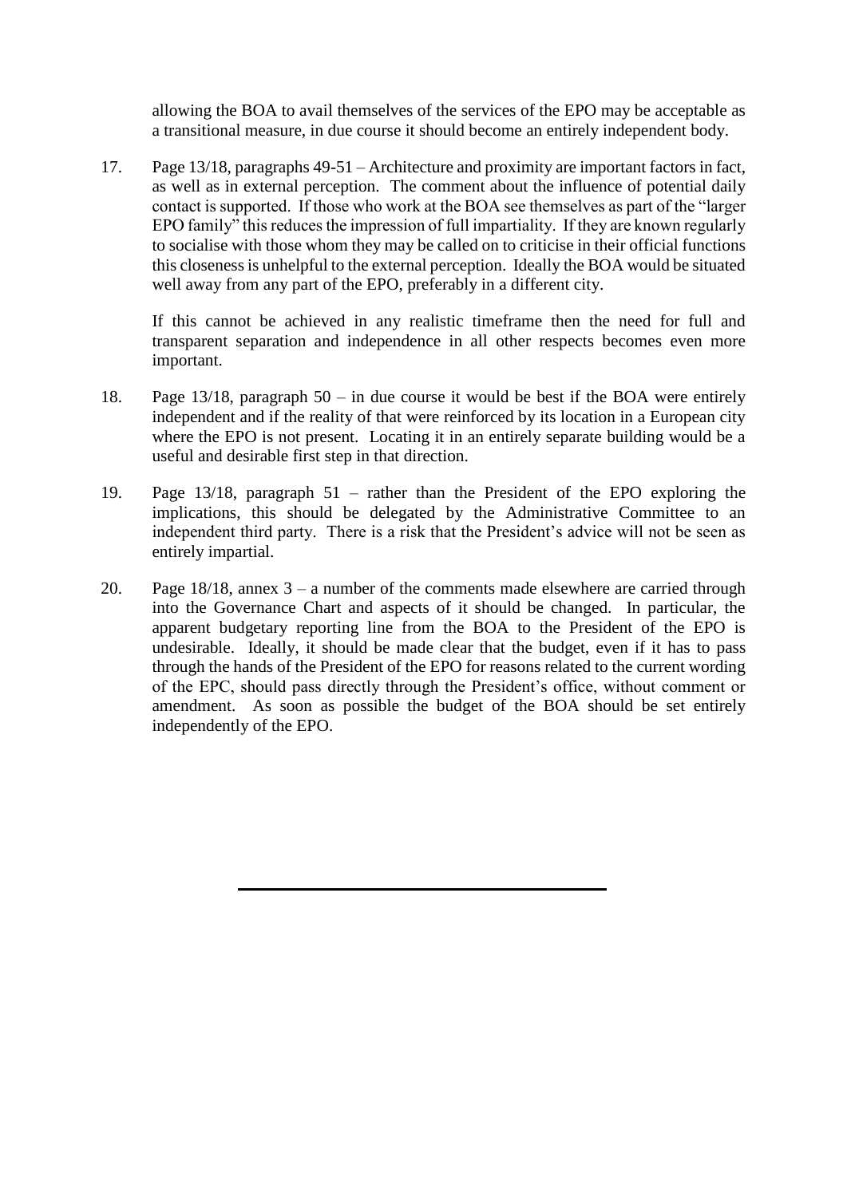allowing the BOA to avail themselves of the services of the EPO may be acceptable as a transitional measure, in due course it should become an entirely independent body.

17. Page 13/18, paragraphs 49-51 – Architecture and proximity are important factors in fact, as well as in external perception. The comment about the influence of potential daily contact is supported. If those who work at the BOA see themselves as part of the "larger EPO family" this reduces the impression of full impartiality. If they are known regularly to socialise with those whom they may be called on to criticise in their official functions this closeness is unhelpful to the external perception. Ideally the BOA would be situated well away from any part of the EPO, preferably in a different city.

    If this cannot be achieved in any realistic timeframe then the need for full and transparent separation and independence in all other respects becomes even more important.

18. Page 13/18, paragraph 50 – in due course it would be best if the BOA were entirely independent and if the reality of that were reinforced by its location in a European city where the EPO is not present. Locating it in an entirely separate building would be a useful and desirable first step in that direction.

19. Page 13/18, paragraph 51 – rather than the President of the EPO exploring the implications, this should be delegated by the Administrative Committee to an independent third party. There is a risk that the President's advice will not be seen as entirely impartial.

20. Page 18/18, annex 3 – a number of the comments made elsewhere are carried through into the Governance Chart and aspects of it should be changed. In particular, the apparent budgetary reporting line from the BOA to the President of the EPO is undesirable. Ideally, it should be made clear that the budget, even if it has to pass through the hands of the President of the EPO for reasons related to the current wording of the EPC, should pass directly through the President's office, without comment or amendment. As soon as possible the budget of the BOA should be set entirely independently of the EPO.